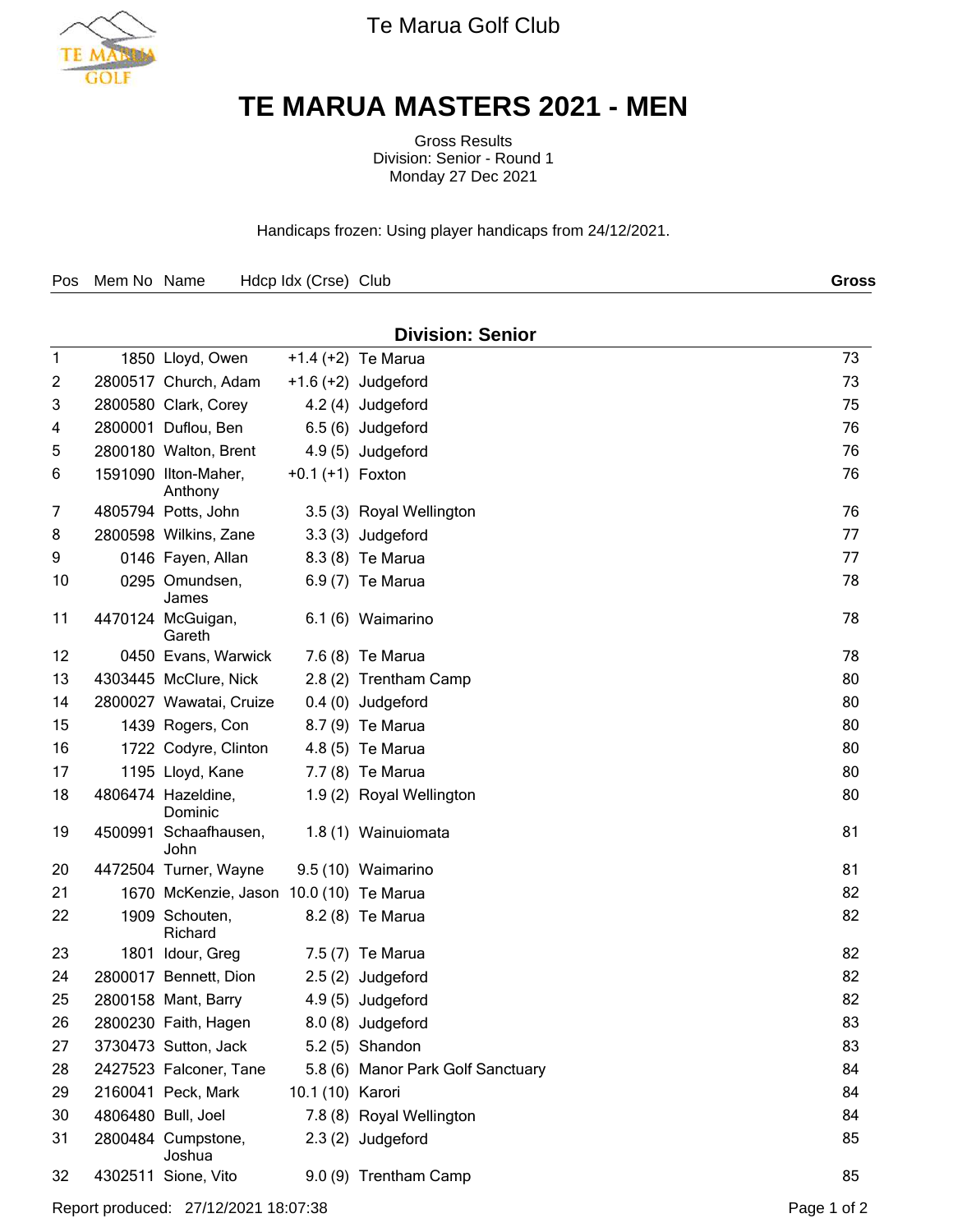Te Marua Golf Club

# TE MARUA MASTERS 2021 - MEN

Gross Results
Division: Senior - Round 1
Monday 27 Dec 2021

Handicaps frozen: Using player handicaps from 24/12/2021.

## Division: Senior

| Pos | Mem No | Name | Hdcp Idx (Crse) | Club | Gross |
|---|---|---|---|---|---|
| 1 | 1850 | Lloyd, Owen | +1.4 (+2) | Te Marua | 73 |
| 2 | 2800517 | Church, Adam | +1.6 (+2) | Judgeford | 73 |
| 3 | 2800580 | Clark, Corey | 4.2 (4) | Judgeford | 75 |
| 4 | 2800001 | Duflou, Ben | 6.5 (6) | Judgeford | 76 |
| 5 | 2800180 | Walton, Brent | 4.9 (5) | Judgeford | 76 |
| 6 | 1591090 | Ilton-Maher, Anthony | +0.1 (+1) | Foxton | 76 |
| 7 | 4805794 | Potts, John | 3.5 (3) | Royal Wellington | 76 |
| 8 | 2800598 | Wilkins, Zane | 3.3 (3) | Judgeford | 77 |
| 9 | 0146 | Fayen, Allan | 8.3 (8) | Te Marua | 77 |
| 10 | 0295 | Omundsen, James | 6.9 (7) | Te Marua | 78 |
| 11 | 4470124 | McGuigan, Gareth | 6.1 (6) | Waimarino | 78 |
| 12 | 0450 | Evans, Warwick | 7.6 (8) | Te Marua | 78 |
| 13 | 4303445 | McClure, Nick | 2.8 (2) | Trentham Camp | 80 |
| 14 | 2800027 | Wawatai, Cruize | 0.4 (0) | Judgeford | 80 |
| 15 | 1439 | Rogers, Con | 8.7 (9) | Te Marua | 80 |
| 16 | 1722 | Codyre, Clinton | 4.8 (5) | Te Marua | 80 |
| 17 | 1195 | Lloyd, Kane | 7.7 (8) | Te Marua | 80 |
| 18 | 4806474 | Hazeldine, Dominic | 1.9 (2) | Royal Wellington | 80 |
| 19 | 4500991 | Schaafhausen, John | 1.8 (1) | Wainuiomata | 81 |
| 20 | 4472504 | Turner, Wayne | 9.5 (10) | Waimarino | 81 |
| 21 | 1670 | McKenzie, Jason | 10.0 (10) | Te Marua | 82 |
| 22 | 1909 | Schouten, Richard | 8.2 (8) | Te Marua | 82 |
| 23 | 1801 | Idour, Greg | 7.5 (7) | Te Marua | 82 |
| 24 | 2800017 | Bennett, Dion | 2.5 (2) | Judgeford | 82 |
| 25 | 2800158 | Mant, Barry | 4.9 (5) | Judgeford | 82 |
| 26 | 2800230 | Faith, Hagen | 8.0 (8) | Judgeford | 83 |
| 27 | 3730473 | Sutton, Jack | 5.2 (5) | Shandon | 83 |
| 28 | 2427523 | Falconer, Tane | 5.8 (6) | Manor Park Golf Sanctuary | 84 |
| 29 | 2160041 | Peck, Mark | 10.1 (10) | Karori | 84 |
| 30 | 4806480 | Bull, Joel | 7.8 (8) | Royal Wellington | 84 |
| 31 | 2800484 | Cumpstone, Joshua | 2.3 (2) | Judgeford | 85 |
| 32 | 4302511 | Sione, Vito | 9.0 (9) | Trentham Camp | 85 |

Report produced: 27/12/2021 18:07:38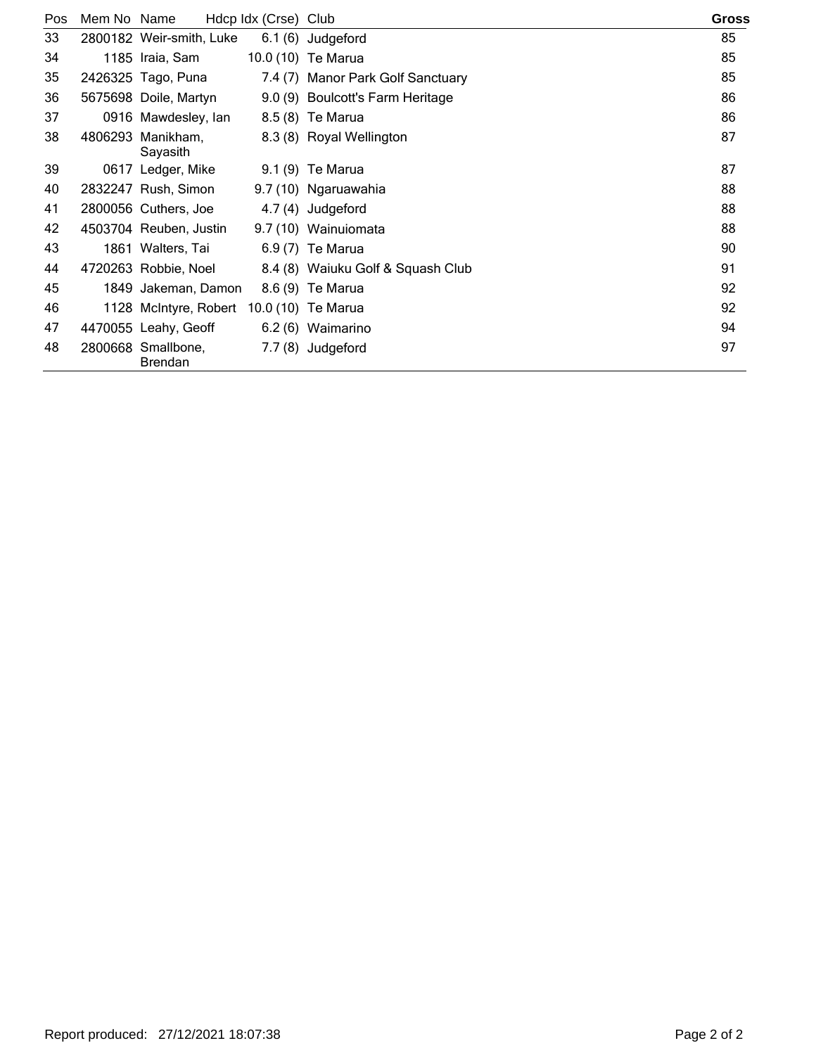| Pos | Mem No | Name | Hdcp Idx (Crse) | Club | Gross |
|---|---|---|---|---|---|
| 33 | 2800182 | Weir-smith, Luke | 6.1 (6) | Judgeford | 85 |
| 34 | 1185 | Iraia, Sam | 10.0 (10) | Te Marua | 85 |
| 35 | 2426325 | Tago, Puna | 7.4 (7) | Manor Park Golf Sanctuary | 85 |
| 36 | 5675698 | Doile, Martyn | 9.0 (9) | Boulcott's Farm Heritage | 86 |
| 37 | 0916 | Mawdesley, Ian | 8.5 (8) | Te Marua | 86 |
| 38 | 4806293 | Manikham, Sayasith | 8.3 (8) | Royal Wellington | 87 |
| 39 | 0617 | Ledger, Mike | 9.1 (9) | Te Marua | 87 |
| 40 | 2832247 | Rush, Simon | 9.7 (10) | Ngaruawahia | 88 |
| 41 | 2800056 | Cuthers, Joe | 4.7 (4) | Judgeford | 88 |
| 42 | 4503704 | Reuben, Justin | 9.7 (10) | Wainuiomata | 88 |
| 43 | 1861 | Walters, Tai | 6.9 (7) | Te Marua | 90 |
| 44 | 4720263 | Robbie, Noel | 8.4 (8) | Waiuku Golf & Squash Club | 91 |
| 45 | 1849 | Jakeman, Damon | 8.6 (9) | Te Marua | 92 |
| 46 | 1128 | McIntyre, Robert | 10.0 (10) | Te Marua | 92 |
| 47 | 4470055 | Leahy, Geoff | 6.2 (6) | Waimarino | 94 |
| 48 | 2800668 | Smallbone, Brendan | 7.7 (8) | Judgeford | 97 |

Report produced: 27/12/2021 18:07:38